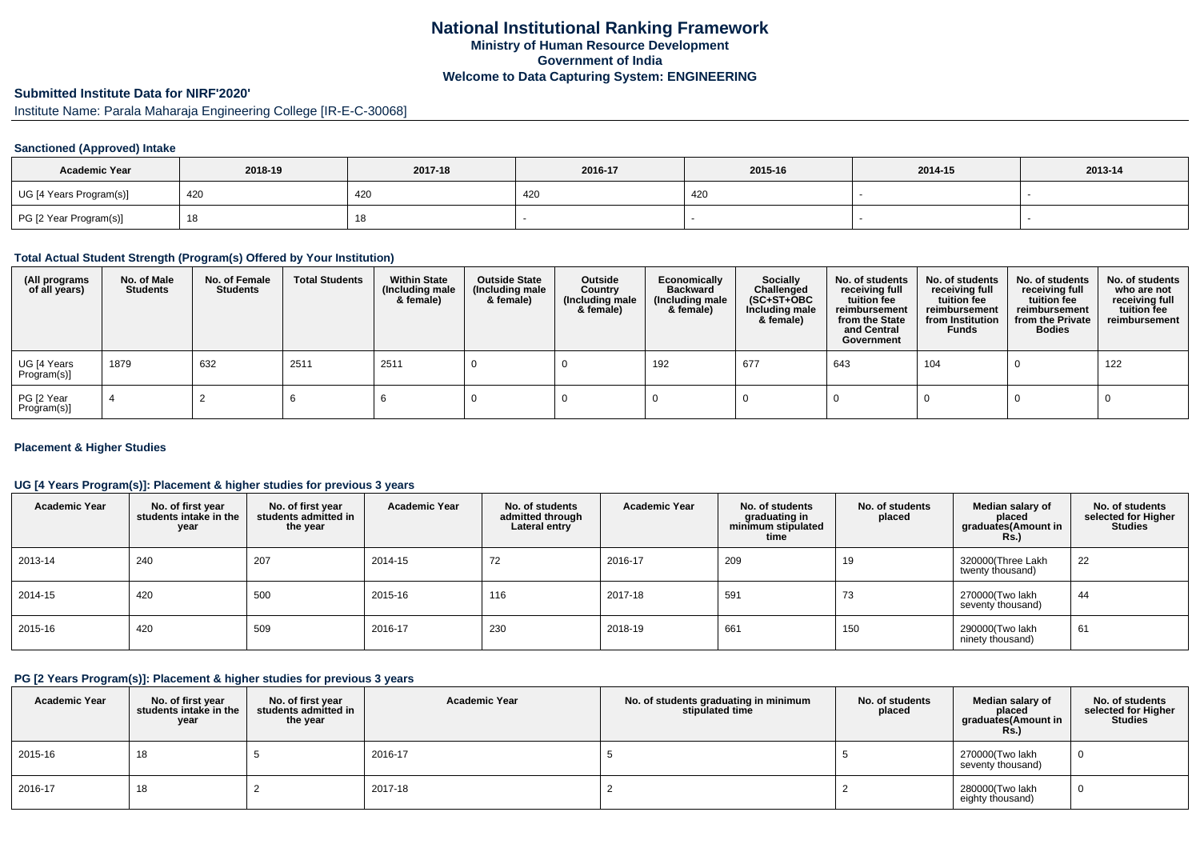# National Institutional Ranking Framework
## Ministry of Human Resource Development
## Government of India
## Welcome to Data Capturing System: ENGINEERING

### Submitted Institute Data for NIRF'2020'

Institute Name: Parala Maharaja Engineering College [IR-E-C-30068]

#### Sanctioned (Approved) Intake

| Academic Year | 2018-19 | 2017-18 | 2016-17 | 2015-16 | 2014-15 | 2013-14 |
|---|---|---|---|---|---|---|
| UG [4 Years Program(s)] | 420 | 420 | 420 | 420 | - | - |
| PG [2 Year Program(s)] | 18 | 18 | - | - | - | - |

#### Total Actual Student Strength (Program(s) Offered by Your Institution)

| (All programs of all years) | No. of Male Students | No. of Female Students | Total Students | Within State (Including male & female) | Outside State (Including male & female) | Outside Country (Including male & female) | Economically Backward (Including male & female) | Socially Challenged (SC+ST+OBC Including male & female) | No. of students receiving full tuition fee reimbursement from the State and Central Government | No. of students receiving full tuition fee reimbursement from Institution Funds | No. of students receiving full tuition fee reimbursement from the Private Bodies | No. of students who are not receiving full tuition fee reimbursement |
|---|---|---|---|---|---|---|---|---|---|---|---|---|
| UG [4 Years Program(s)] | 1879 | 632 | 2511 | 2511 | 0 | 0 | 192 | 677 | 643 | 104 | 0 | 122 |
| PG [2 Year Program(s)] | 4 | 2 | 6 | 6 | 0 | 0 | 0 | 0 | 0 | 0 | 0 | 0 |

#### Placement & Higher Studies

#### UG [4 Years Program(s)]: Placement & higher studies for previous 3 years

| Academic Year | No. of first year students intake in the year | No. of first year students admitted in the year | Academic Year | No. of students admitted through Lateral entry | Academic Year | No. of students graduating in minimum stipulated time | No. of students placed | Median salary of placed graduates(Amount in Rs.) | No. of students selected for Higher Studies |
|---|---|---|---|---|---|---|---|---|---|
| 2013-14 | 240 | 207 | 2014-15 | 72 | 2016-17 | 209 | 19 | 320000(Three Lakh twenty thousand) | 22 |
| 2014-15 | 420 | 500 | 2015-16 | 116 | 2017-18 | 591 | 73 | 270000(Two lakh seventy thousand) | 44 |
| 2015-16 | 420 | 509 | 2016-17 | 230 | 2018-19 | 661 | 150 | 290000(Two lakh ninety thousand) | 61 |

#### PG [2 Years Program(s)]: Placement & higher studies for previous 3 years

| Academic Year | No. of first year students intake in the year | No. of first year students admitted in the year | Academic Year | No. of students graduating in minimum stipulated time | No. of students placed | Median salary of placed graduates(Amount in Rs.) | No. of students selected for Higher Studies |
|---|---|---|---|---|---|---|---|
| 2015-16 | 18 | 5 | 2016-17 | 5 | 5 | 270000(Two lakh seventy thousand) | 0 |
| 2016-17 | 18 | 2 | 2017-18 | 2 | 2 | 280000(Two lakh eighty thousand) | 0 |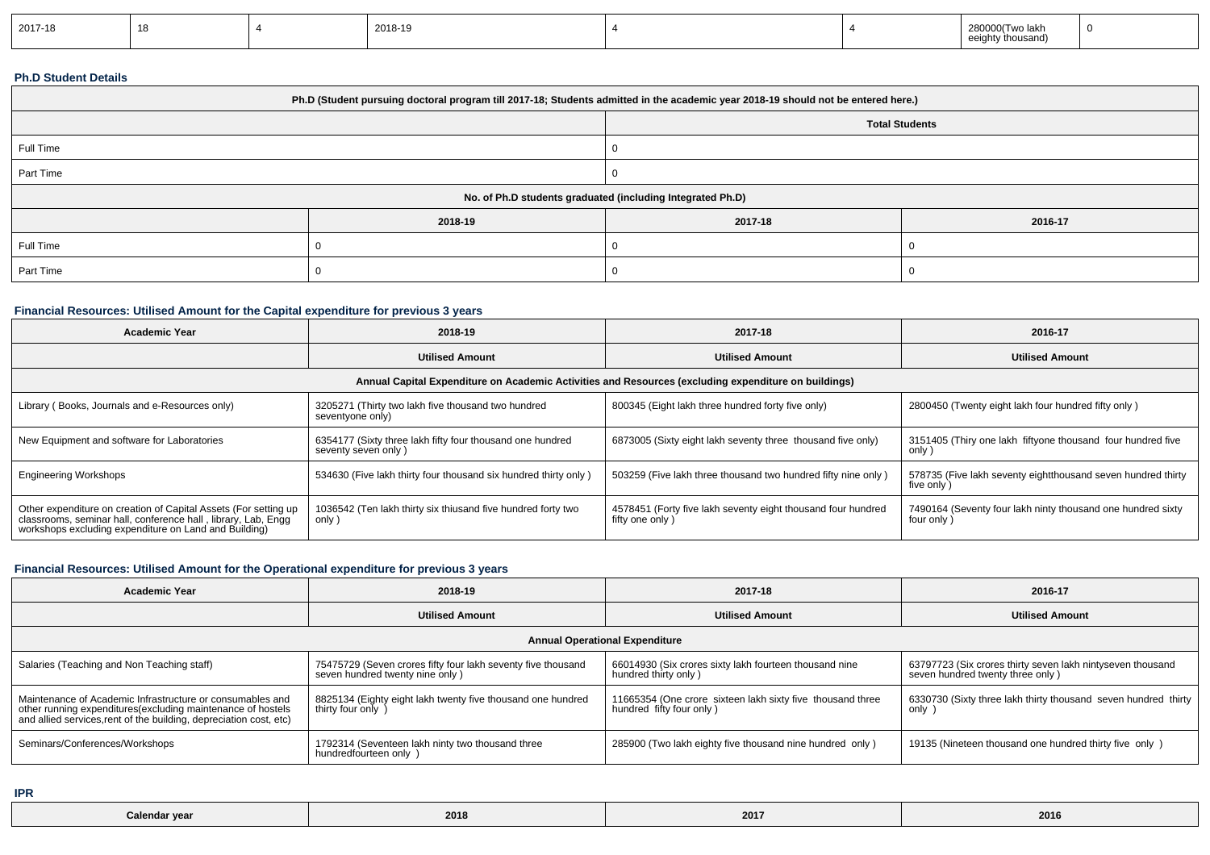| 2017-18 | 18 | 4 | 2018-19 | 4 | 4 | 280000(Two lakh eeighty thousand) | 0 |
|---|---|---|---|---|---|---|---|

**Ph.D Student Details**

| Ph.D (Student pursuing doctoral program till 2017-18; Students admitted in the academic year 2018-19 should not be entered here.) | | | |
|---|---|---|---|
| | Total Students | | |
| Full Time | 0 | | |
| Part Time | 0 | | |
| No. of Ph.D students graduated (including Integrated Ph.D) | | | |
| | 2018-19 | 2017-18 | 2016-17 |
| Full Time | 0 | 0 | 0 |
| Part Time | 0 | 0 | 0 |

**Financial Resources: Utilised Amount for the Capital expenditure for previous 3 years**

| Academic Year | 2018-19 | 2017-18 | 2016-17 |
|---|---|---|---|
| | Utilised Amount | Utilised Amount | Utilised Amount |
| Annual Capital Expenditure on Academic Activities and Resources (excluding expenditure on buildings) | | | |
| Library ( Books, Journals and e-Resources only) | 3205271 (Thirty two lakh five thousand two hundred seventyone only) | 800345 (Eight lakh three hundred forty five only) | 2800450 (Twenty eight lakh four hundred fifty only ) |
| New Equipment and software for Laboratories | 6354177 (Sixty three lakh fifty four thousand one hundred seventy seven only ) | 6873005 (Sixty eight lakh seventy three thousand five only) | 3151405 (Thiry one lakh fiftyone thousand four hundred five only ) |
| Engineering Workshops | 534630 (Five lakh thirty four thousand six hundred thirty only ) | 503259 (Five lakh three thousand two hundred fifty nine only ) | 578735 (Five lakh seventy eightthousand seven hundred thirty five only ) |
| Other expenditure on creation of Capital Assets (For setting up classrooms, seminar hall, conference hall , library, Lab, Engg workshops excluding expenditure on Land and Building) | 1036542 (Ten lakh thirty six thiusand five hundred forty two only ) | 4578451 (Forty five lakh seventy eight thousand four hundred fifty one only ) | 7490164 (Seventy four lakh ninty thousand one hundred sixty four only ) |

**Financial Resources: Utilised Amount for the Operational expenditure for previous 3 years**

| Academic Year | 2018-19 | 2017-18 | 2016-17 |
|---|---|---|---|
| | Utilised Amount | Utilised Amount | Utilised Amount |
| Annual Operational Expenditure | | | |
| Salaries (Teaching and Non Teaching staff) | 75475729 (Seven crores fifty four lakh seventy five thousand seven hundred twenty nine only ) | 66014930 (Six crores sixty lakh fourteen thousand nine hundred thirty only ) | 63797723 (Six crores thirty seven lakh nintyseven thousand seven hundred twenty three only ) |
| Maintenance of Academic Infrastructure or consumables and other running expenditures(excluding maintenance of hostels and allied services,rent of the building, depreciation cost, etc) | 8825134 (Eighty eight lakh twenty five thousand one hundred thirty four only ) | 11665354 (One crore sixteen lakh sixty five thousand three hundred fifty four only ) | 6330730 (Sixty three lakh thirty thousand seven hundred thirty only ) |
| Seminars/Conferences/Workshops | 1792314 (Seventeen lakh ninty two thousand three hundredfourteen only ) | 285900 (Two lakh eighty five thousand nine hundred only ) | 19135 (Nineteen thousand one hundred thirty five only ) |

**IPR**

| Calendar year | 2018 | 2017 | 2016 |
|---|---|---|---|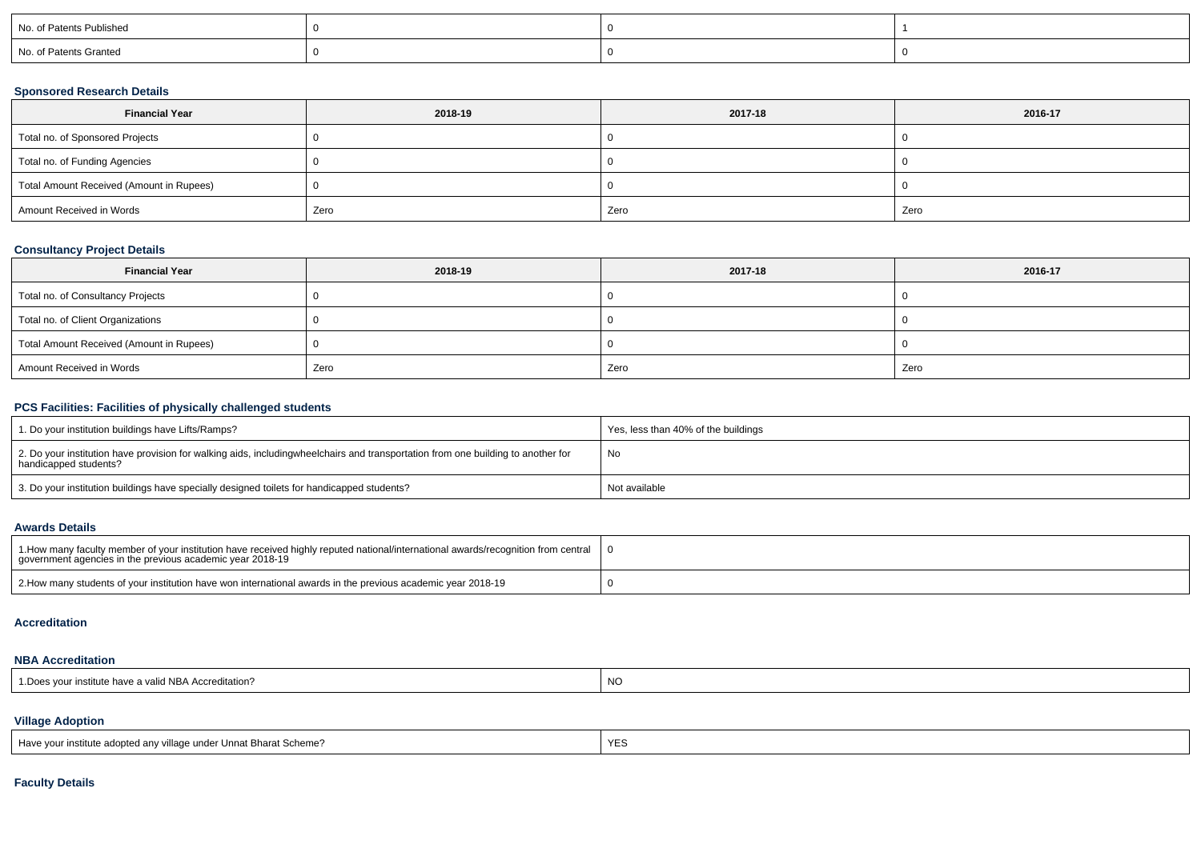| No. of Patents Published | 0 | 0 | 1 |
|---|---|---|---|
| No. of Patents Granted | 0 | 0 | 0 |

### Sponsored Research Details

| Financial Year | 2018-19 | 2017-18 | 2016-17 |
|---|---|---|---|
| Total no. of Sponsored Projects | 0 | 0 | 0 |
| Total no. of Funding Agencies | 0 | 0 | 0 |
| Total Amount Received (Amount in Rupees) | 0 | 0 | 0 |
| Amount Received in Words | Zero | Zero | Zero |

### Consultancy Project Details

| Financial Year | 2018-19 | 2017-18 | 2016-17 |
|---|---|---|---|
| Total no. of Consultancy Projects | 0 | 0 | 0 |
| Total no. of Client Organizations | 0 | 0 | 0 |
| Total Amount Received (Amount in Rupees) | 0 | 0 | 0 |
| Amount Received in Words | Zero | Zero | Zero |

### PCS Facilities: Facilities of physically challenged students

| | |
|---|---|
| 1. Do your institution buildings have Lifts/Ramps? | Yes, less than 40% of the buildings |
| 2. Do your institution have provision for walking aids, includingwheelchairs and transportation from one building to another for handicapped students? | No |
| 3. Do your institution buildings have specially designed toilets for handicapped students? | Not available |

### Awards Details

| | |
|---|---|
| 1.How many faculty member of your institution have received highly reputed national/international awards/recognition from central government agencies in the previous academic year 2018-19 | 0 |
| 2.How many students of your institution have won international awards in the previous academic year 2018-19 | 0 |

### Accreditation

### NBA Accreditation

| | |
|---|---|
| 1.Does your institute have a valid NBA Accreditation? | NO |

### Village Adoption

| | |
|---|---|
| Have your institute adopted any village under Unnat Bharat Scheme? | YES |

### Faculty Details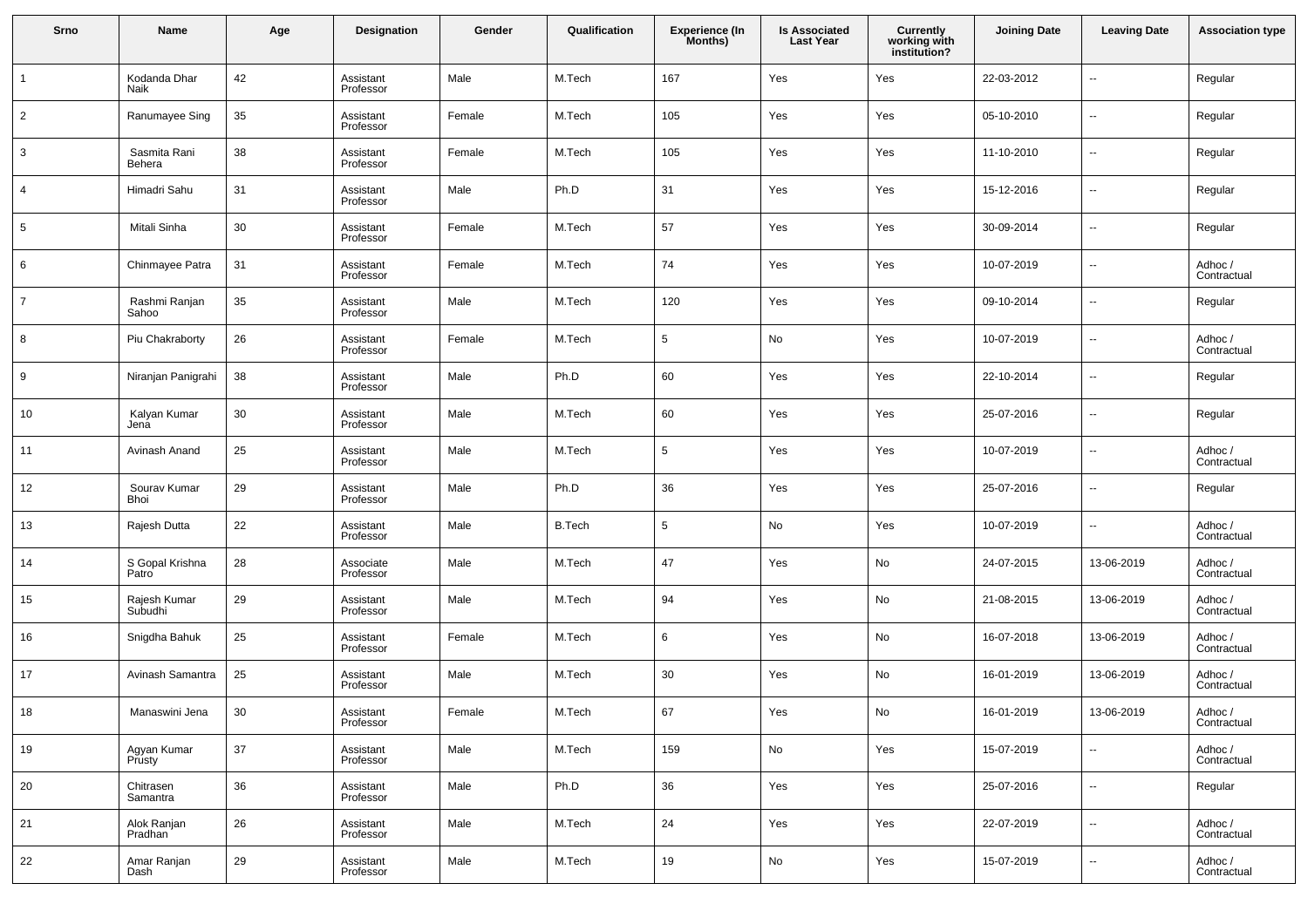| Srno | Name | Age | Designation | Gender | Qualification | Experience (In Months) | Is Associated Last Year | Currently working with institution? | Joining Date | Leaving Date | Association type |
|---|---|---|---|---|---|---|---|---|---|---|---|
| 1 | Kodanda Dhar Naik | 42 | Assistant Professor | Male | M.Tech | 167 | Yes | Yes | 22-03-2012 | -- | Regular |
| 2 | Ranumayee Sing | 35 | Assistant Professor | Female | M.Tech | 105 | Yes | Yes | 05-10-2010 | -- | Regular |
| 3 | Sasmita Rani Behera | 38 | Assistant Professor | Female | M.Tech | 105 | Yes | Yes | 11-10-2010 | -- | Regular |
| 4 | Himadri Sahu | 31 | Assistant Professor | Male | Ph.D | 31 | Yes | Yes | 15-12-2016 | -- | Regular |
| 5 | Mitali Sinha | 30 | Assistant Professor | Female | M.Tech | 57 | Yes | Yes | 30-09-2014 | -- | Regular |
| 6 | Chinmayee Patra | 31 | Assistant Professor | Female | M.Tech | 74 | Yes | Yes | 10-07-2019 | -- | Adhoc / Contractual |
| 7 | Rashmi Ranjan Sahoo | 35 | Assistant Professor | Male | M.Tech | 120 | Yes | Yes | 09-10-2014 | -- | Regular |
| 8 | Piu Chakraborty | 26 | Assistant Professor | Female | M.Tech | 5 | No | Yes | 10-07-2019 | -- | Adhoc / Contractual |
| 9 | Niranjan Panigrahi | 38 | Assistant Professor | Male | Ph.D | 60 | Yes | Yes | 22-10-2014 | -- | Regular |
| 10 | Kalyan Kumar Jena | 30 | Assistant Professor | Male | M.Tech | 60 | Yes | Yes | 25-07-2016 | -- | Regular |
| 11 | Avinash Anand | 25 | Assistant Professor | Male | M.Tech | 5 | Yes | Yes | 10-07-2019 | -- | Adhoc / Contractual |
| 12 | Sourav Kumar Bhoi | 29 | Assistant Professor | Male | Ph.D | 36 | Yes | Yes | 25-07-2016 | -- | Regular |
| 13 | Rajesh Dutta | 22 | Assistant Professor | Male | B.Tech | 5 | No | Yes | 10-07-2019 | -- | Adhoc / Contractual |
| 14 | S Gopal Krishna Patro | 28 | Associate Professor | Male | M.Tech | 47 | Yes | No | 24-07-2015 | 13-06-2019 | Adhoc / Contractual |
| 15 | Rajesh Kumar Subudhi | 29 | Assistant Professor | Male | M.Tech | 94 | Yes | No | 21-08-2015 | 13-06-2019 | Adhoc / Contractual |
| 16 | Snigdha Bahuk | 25 | Assistant Professor | Female | M.Tech | 6 | Yes | No | 16-07-2018 | 13-06-2019 | Adhoc / Contractual |
| 17 | Avinash Samantra | 25 | Assistant Professor | Male | M.Tech | 30 | Yes | No | 16-01-2019 | 13-06-2019 | Adhoc / Contractual |
| 18 | Manaswini Jena | 30 | Assistant Professor | Female | M.Tech | 67 | Yes | No | 16-01-2019 | 13-06-2019 | Adhoc / Contractual |
| 19 | Agyan Kumar Prusty | 37 | Assistant Professor | Male | M.Tech | 159 | No | Yes | 15-07-2019 | -- | Adhoc / Contractual |
| 20 | Chitrasen Samantra | 36 | Assistant Professor | Male | Ph.D | 36 | Yes | Yes | 25-07-2016 | -- | Regular |
| 21 | Alok Ranjan Pradhan | 26 | Assistant Professor | Male | M.Tech | 24 | Yes | Yes | 22-07-2019 | -- | Adhoc / Contractual |
| 22 | Amar Ranjan Dash | 29 | Assistant Professor | Male | M.Tech | 19 | No | Yes | 15-07-2019 | -- | Adhoc / Contractual |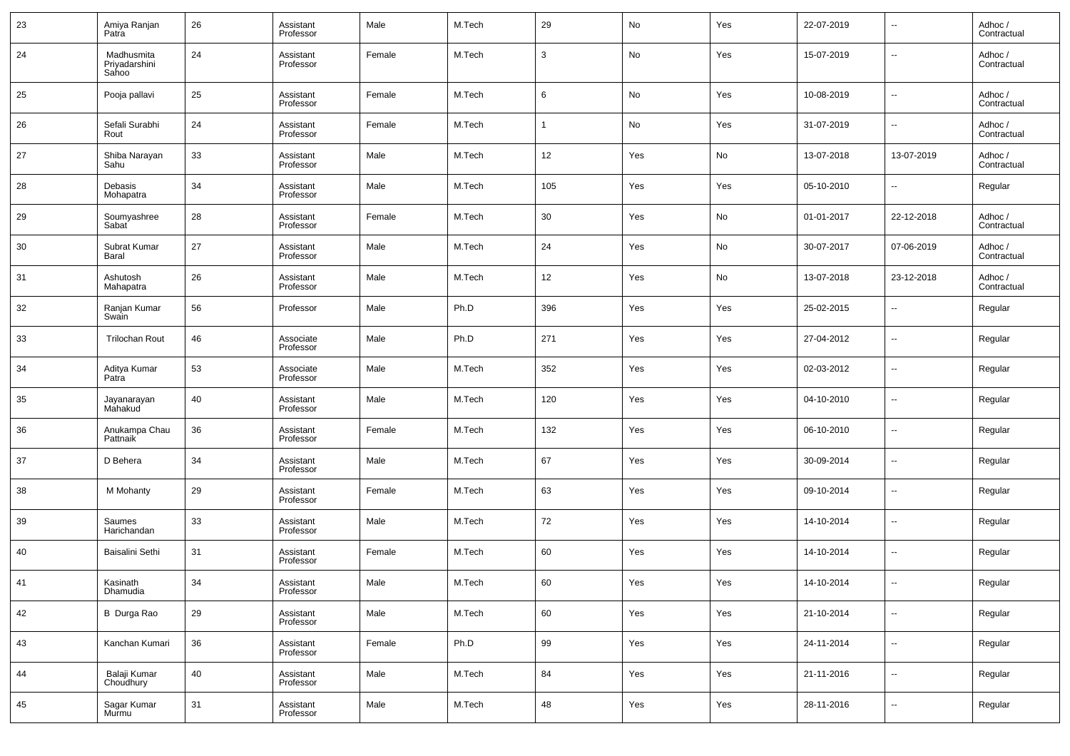| | | | | | | | | | | | |
|---|---|---|---|---|---|---|---|---|---|---|---|
| 23 | Amiya Ranjan Patra | 26 | Assistant Professor | Male | M.Tech | 29 | No | Yes | 22-07-2019 | -- | Adhoc / Contractual |
| 24 | Madhusmita Priyadarshini Sahoo | 24 | Assistant Professor | Female | M.Tech | 3 | No | Yes | 15-07-2019 | -- | Adhoc / Contractual |
| 25 | Pooja pallavi | 25 | Assistant Professor | Female | M.Tech | 6 | No | Yes | 10-08-2019 | -- | Adhoc / Contractual |
| 26 | Sefali Surabhi Rout | 24 | Assistant Professor | Female | M.Tech | 1 | No | Yes | 31-07-2019 | -- | Adhoc / Contractual |
| 27 | Shiba Narayan Sahu | 33 | Assistant Professor | Male | M.Tech | 12 | Yes | No | 13-07-2018 | 13-07-2019 | Adhoc / Contractual |
| 28 | Debasis Mohapatra | 34 | Assistant Professor | Male | M.Tech | 105 | Yes | Yes | 05-10-2010 | -- | Regular |
| 29 | Soumyashree Sabat | 28 | Assistant Professor | Female | M.Tech | 30 | Yes | No | 01-01-2017 | 22-12-2018 | Adhoc / Contractual |
| 30 | Subrat Kumar Baral | 27 | Assistant Professor | Male | M.Tech | 24 | Yes | No | 30-07-2017 | 07-06-2019 | Adhoc / Contractual |
| 31 | Ashutosh Mahapatra | 26 | Assistant Professor | Male | M.Tech | 12 | Yes | No | 13-07-2018 | 23-12-2018 | Adhoc / Contractual |
| 32 | Ranjan Kumar Swain | 56 | Professor | Male | Ph.D | 396 | Yes | Yes | 25-02-2015 | -- | Regular |
| 33 | Trilochan Rout | 46 | Associate Professor | Male | Ph.D | 271 | Yes | Yes | 27-04-2012 | -- | Regular |
| 34 | Aditya Kumar Patra | 53 | Associate Professor | Male | M.Tech | 352 | Yes | Yes | 02-03-2012 | -- | Regular |
| 35 | Jayanarayan Mahakud | 40 | Assistant Professor | Male | M.Tech | 120 | Yes | Yes | 04-10-2010 | -- | Regular |
| 36 | Anukampa Chau Pattnaik | 36 | Assistant Professor | Female | M.Tech | 132 | Yes | Yes | 06-10-2010 | -- | Regular |
| 37 | D Behera | 34 | Assistant Professor | Male | M.Tech | 67 | Yes | Yes | 30-09-2014 | -- | Regular |
| 38 | M Mohanty | 29 | Assistant Professor | Female | M.Tech | 63 | Yes | Yes | 09-10-2014 | -- | Regular |
| 39 | Saumes Harichandan | 33 | Assistant Professor | Male | M.Tech | 72 | Yes | Yes | 14-10-2014 | -- | Regular |
| 40 | Baisalini Sethi | 31 | Assistant Professor | Female | M.Tech | 60 | Yes | Yes | 14-10-2014 | -- | Regular |
| 41 | Kasinath Dhamudia | 34 | Assistant Professor | Male | M.Tech | 60 | Yes | Yes | 14-10-2014 | -- | Regular |
| 42 | B Durga Rao | 29 | Assistant Professor | Male | M.Tech | 60 | Yes | Yes | 21-10-2014 | -- | Regular |
| 43 | Kanchan Kumari | 36 | Assistant Professor | Female | Ph.D | 99 | Yes | Yes | 24-11-2014 | -- | Regular |
| 44 | Balaji Kumar Choudhury | 40 | Assistant Professor | Male | M.Tech | 84 | Yes | Yes | 21-11-2016 | -- | Regular |
| 45 | Sagar Kumar Murmu | 31 | Assistant Professor | Male | M.Tech | 48 | Yes | Yes | 28-11-2016 | -- | Regular |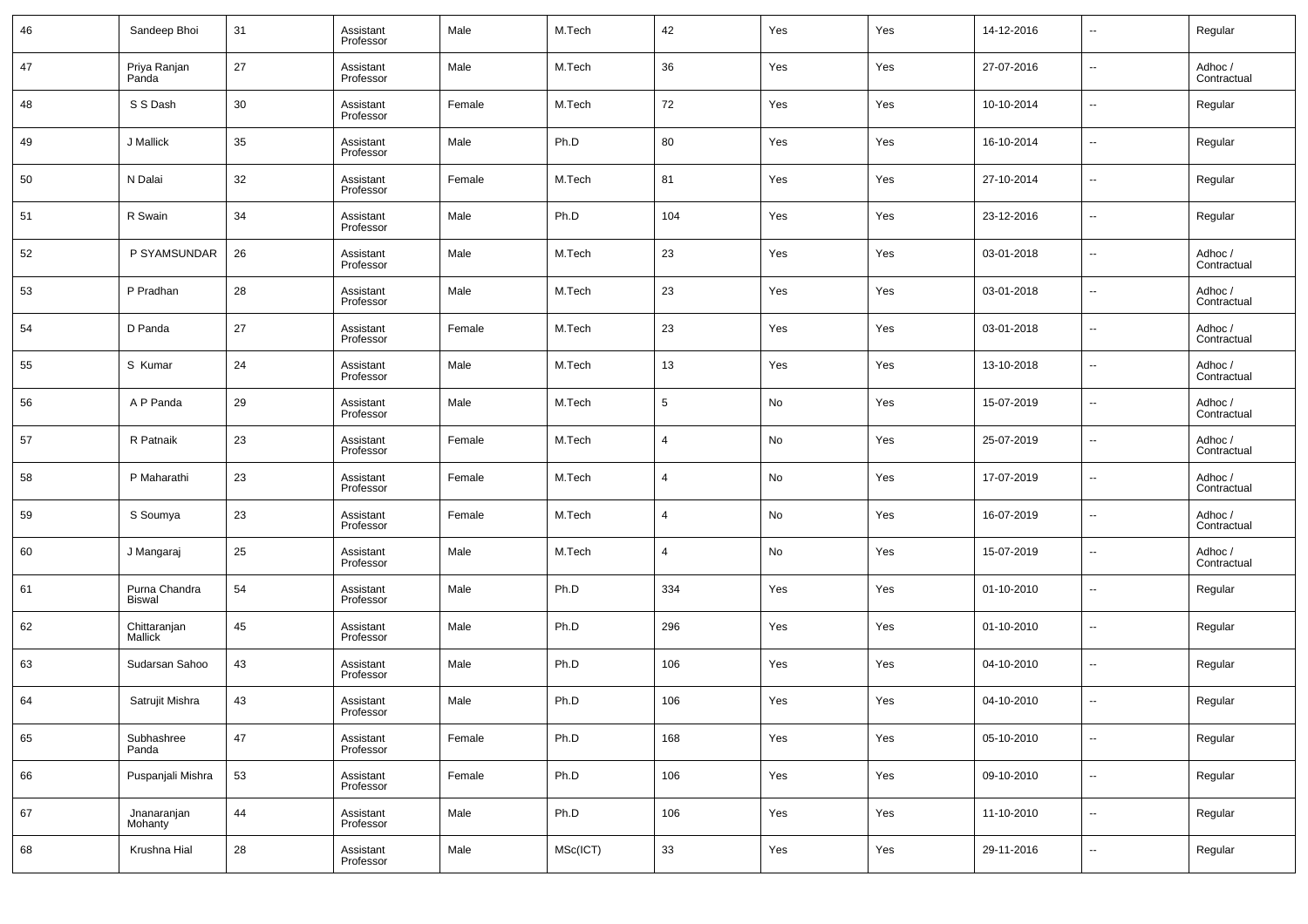| 46 | Sandeep Bhoi | 31 | Assistant Professor | Male | M.Tech | 42 | Yes | Yes | 14-12-2016 | -- | Regular |
|---|---|---|---|---|---|---|---|---|---|---|---|
| 47 | Priya Ranjan Panda | 27 | Assistant Professor | Male | M.Tech | 36 | Yes | Yes | 27-07-2016 | -- | Adhoc / Contractual |
| 48 | S S Dash | 30 | Assistant Professor | Female | M.Tech | 72 | Yes | Yes | 10-10-2014 | -- | Regular |
| 49 | J Mallick | 35 | Assistant Professor | Male | Ph.D | 80 | Yes | Yes | 16-10-2014 | -- | Regular |
| 50 | N Dalai | 32 | Assistant Professor | Female | M.Tech | 81 | Yes | Yes | 27-10-2014 | -- | Regular |
| 51 | R Swain | 34 | Assistant Professor | Male | Ph.D | 104 | Yes | Yes | 23-12-2016 | -- | Regular |
| 52 | P SYAMSUNDAR | 26 | Assistant Professor | Male | M.Tech | 23 | Yes | Yes | 03-01-2018 | -- | Adhoc / Contractual |
| 53 | P Pradhan | 28 | Assistant Professor | Male | M.Tech | 23 | Yes | Yes | 03-01-2018 | -- | Adhoc / Contractual |
| 54 | D Panda | 27 | Assistant Professor | Female | M.Tech | 23 | Yes | Yes | 03-01-2018 | -- | Adhoc / Contractual |
| 55 | S Kumar | 24 | Assistant Professor | Male | M.Tech | 13 | Yes | Yes | 13-10-2018 | -- | Adhoc / Contractual |
| 56 | A P Panda | 29 | Assistant Professor | Male | M.Tech | 5 | No | Yes | 15-07-2019 | -- | Adhoc / Contractual |
| 57 | R Patnaik | 23 | Assistant Professor | Female | M.Tech | 4 | No | Yes | 25-07-2019 | -- | Adhoc / Contractual |
| 58 | P Maharathi | 23 | Assistant Professor | Female | M.Tech | 4 | No | Yes | 17-07-2019 | -- | Adhoc / Contractual |
| 59 | S Soumya | 23 | Assistant Professor | Female | M.Tech | 4 | No | Yes | 16-07-2019 | -- | Adhoc / Contractual |
| 60 | J Mangaraj | 25 | Assistant Professor | Male | M.Tech | 4 | No | Yes | 15-07-2019 | -- | Adhoc / Contractual |
| 61 | Purna Chandra Biswal | 54 | Assistant Professor | Male | Ph.D | 334 | Yes | Yes | 01-10-2010 | -- | Regular |
| 62 | Chittaranjan Mallick | 45 | Assistant Professor | Male | Ph.D | 296 | Yes | Yes | 01-10-2010 | -- | Regular |
| 63 | Sudarsan Sahoo | 43 | Assistant Professor | Male | Ph.D | 106 | Yes | Yes | 04-10-2010 | -- | Regular |
| 64 | Satrujit Mishra | 43 | Assistant Professor | Male | Ph.D | 106 | Yes | Yes | 04-10-2010 | -- | Regular |
| 65 | Subhashree Panda | 47 | Assistant Professor | Female | Ph.D | 168 | Yes | Yes | 05-10-2010 | -- | Regular |
| 66 | Puspanjali Mishra | 53 | Assistant Professor | Female | Ph.D | 106 | Yes | Yes | 09-10-2010 | -- | Regular |
| 67 | Jnanaranjan Mohanty | 44 | Assistant Professor | Male | Ph.D | 106 | Yes | Yes | 11-10-2010 | -- | Regular |
| 68 | Krushna Hial | 28 | Assistant Professor | Male | MSc(ICT) | 33 | Yes | Yes | 29-11-2016 | -- | Regular |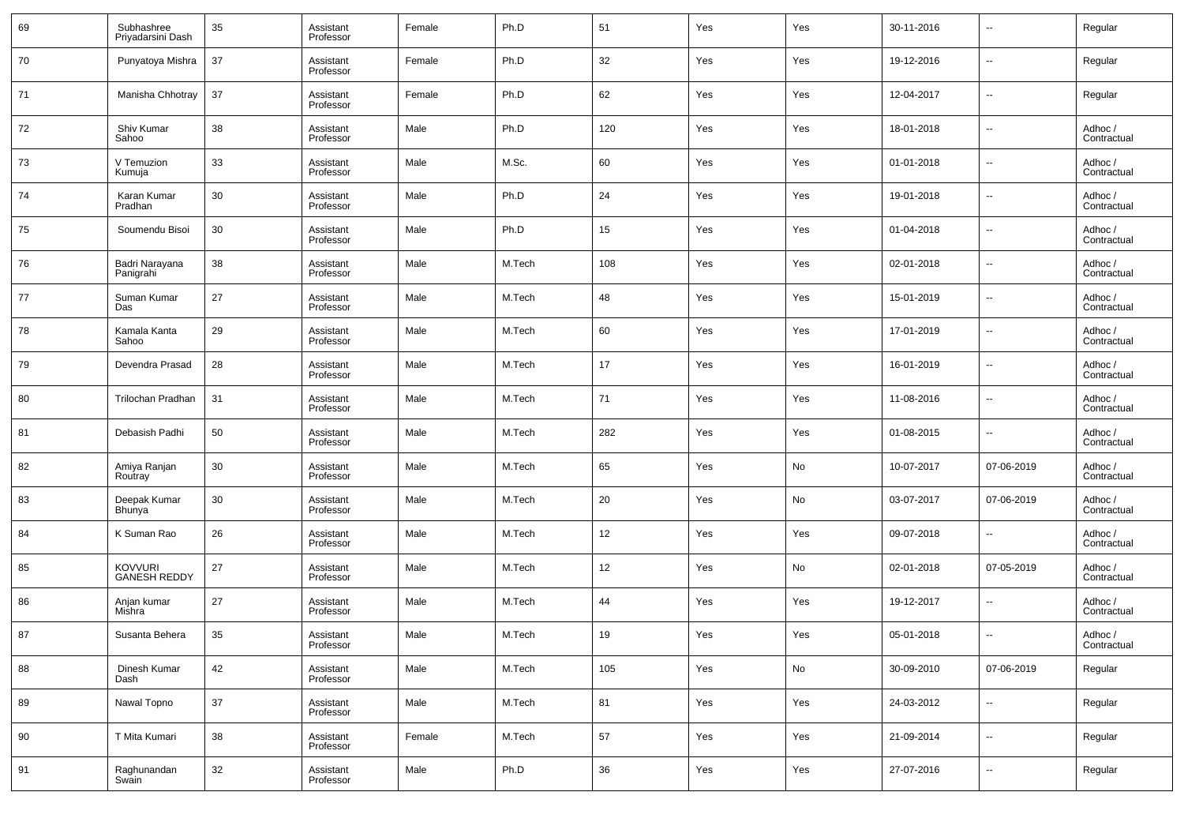| 69 | Subhashree Priyadarsini Dash | 35 | Assistant Professor | Female | Ph.D | 51 | Yes | Yes | 30-11-2016 | -- | Regular |
|---|---|---|---|---|---|---|---|---|---|---|---|
| 70 | Punyatoya Mishra | 37 | Assistant Professor | Female | Ph.D | 32 | Yes | Yes | 19-12-2016 | -- | Regular |
| 71 | Manisha Chhotray | 37 | Assistant Professor | Female | Ph.D | 62 | Yes | Yes | 12-04-2017 | -- | Regular |
| 72 | Shiv Kumar Sahoo | 38 | Assistant Professor | Male | Ph.D | 120 | Yes | Yes | 18-01-2018 | -- | Adhoc / Contractual |
| 73 | V Temuzion Kumuja | 33 | Assistant Professor | Male | M.Sc. | 60 | Yes | Yes | 01-01-2018 | -- | Adhoc / Contractual |
| 74 | Karan Kumar Pradhan | 30 | Assistant Professor | Male | Ph.D | 24 | Yes | Yes | 19-01-2018 | -- | Adhoc / Contractual |
| 75 | Soumendu Bisoi | 30 | Assistant Professor | Male | Ph.D | 15 | Yes | Yes | 01-04-2018 | -- | Adhoc / Contractual |
| 76 | Badri Narayana Panigrahi | 38 | Assistant Professor | Male | M.Tech | 108 | Yes | Yes | 02-01-2018 | -- | Adhoc / Contractual |
| 77 | Suman Kumar Das | 27 | Assistant Professor | Male | M.Tech | 48 | Yes | Yes | 15-01-2019 | -- | Adhoc / Contractual |
| 78 | Kamala Kanta Sahoo | 29 | Assistant Professor | Male | M.Tech | 60 | Yes | Yes | 17-01-2019 | -- | Adhoc / Contractual |
| 79 | Devendra Prasad | 28 | Assistant Professor | Male | M.Tech | 17 | Yes | Yes | 16-01-2019 | -- | Adhoc / Contractual |
| 80 | Trilochan Pradhan | 31 | Assistant Professor | Male | M.Tech | 71 | Yes | Yes | 11-08-2016 | -- | Adhoc / Contractual |
| 81 | Debasish Padhi | 50 | Assistant Professor | Male | M.Tech | 282 | Yes | Yes | 01-08-2015 | -- | Adhoc / Contractual |
| 82 | Amiya Ranjan Routray | 30 | Assistant Professor | Male | M.Tech | 65 | Yes | No | 10-07-2017 | 07-06-2019 | Adhoc / Contractual |
| 83 | Deepak Kumar Bhunya | 30 | Assistant Professor | Male | M.Tech | 20 | Yes | No | 03-07-2017 | 07-06-2019 | Adhoc / Contractual |
| 84 | K Suman Rao | 26 | Assistant Professor | Male | M.Tech | 12 | Yes | Yes | 09-07-2018 | -- | Adhoc / Contractual |
| 85 | KOVVURI GANESH REDDY | 27 | Assistant Professor | Male | M.Tech | 12 | Yes | No | 02-01-2018 | 07-05-2019 | Adhoc / Contractual |
| 86 | Anjan kumar Mishra | 27 | Assistant Professor | Male | M.Tech | 44 | Yes | Yes | 19-12-2017 | -- | Adhoc / Contractual |
| 87 | Susanta Behera | 35 | Assistant Professor | Male | M.Tech | 19 | Yes | Yes | 05-01-2018 | -- | Adhoc / Contractual |
| 88 | Dinesh Kumar Dash | 42 | Assistant Professor | Male | M.Tech | 105 | Yes | No | 30-09-2010 | 07-06-2019 | Regular |
| 89 | Nawal Topno | 37 | Assistant Professor | Male | M.Tech | 81 | Yes | Yes | 24-03-2012 | -- | Regular |
| 90 | T Mita Kumari | 38 | Assistant Professor | Female | M.Tech | 57 | Yes | Yes | 21-09-2014 | -- | Regular |
| 91 | Raghunandan Swain | 32 | Assistant Professor | Male | Ph.D | 36 | Yes | Yes | 27-07-2016 | -- | Regular |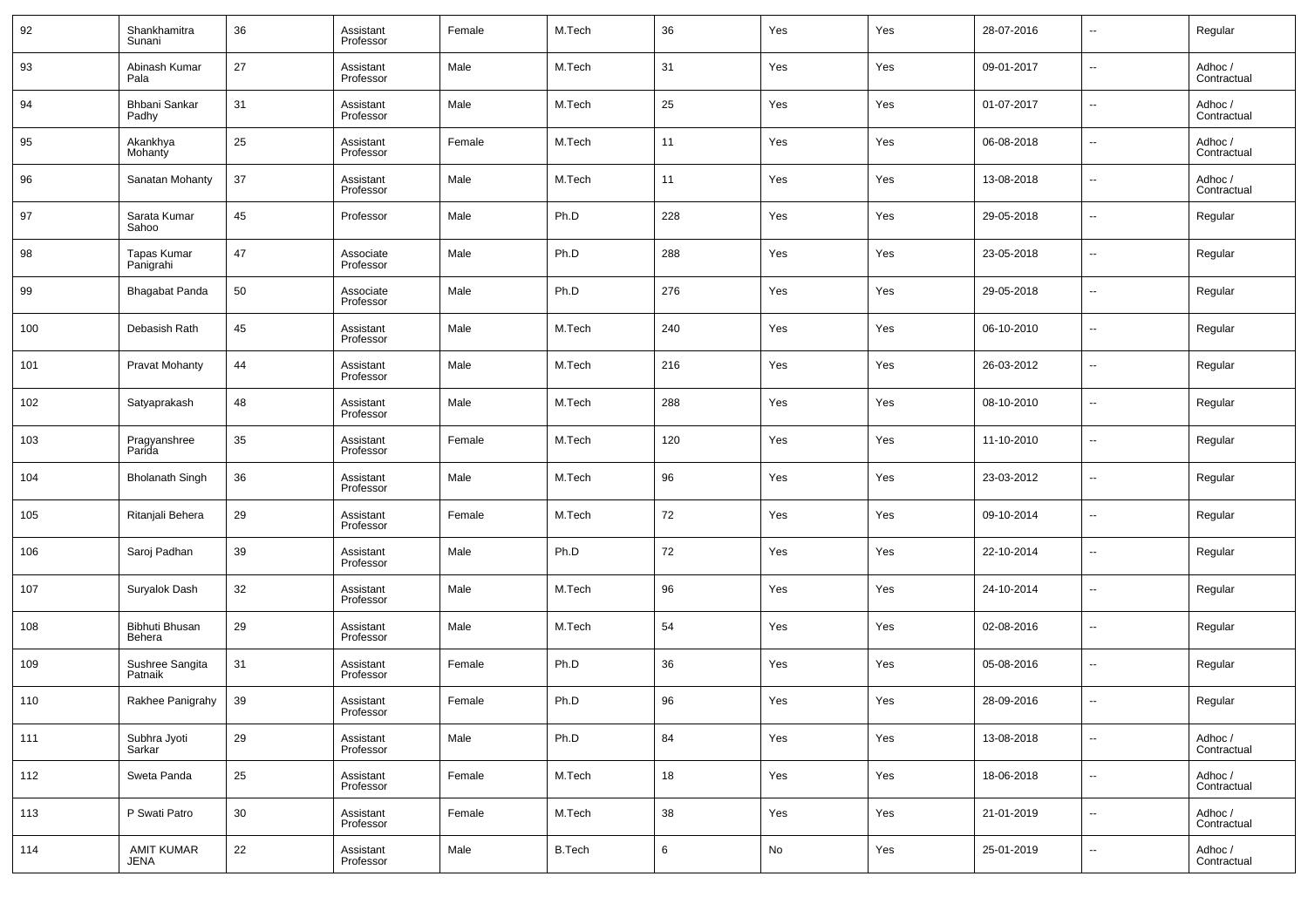| | | | | | | | | | | | |
|---|---|---|---|---|---|---|---|---|---|---|---|
| 92 | Shankhamitra Sunani | 36 | Assistant Professor | Female | M.Tech | 36 | Yes | Yes | 28-07-2016 | -- | Regular |
| 93 | Abinash Kumar Pala | 27 | Assistant Professor | Male | M.Tech | 31 | Yes | Yes | 09-01-2017 | -- | Adhoc / Contractual |
| 94 | Bhbani Sankar Padhy | 31 | Assistant Professor | Male | M.Tech | 25 | Yes | Yes | 01-07-2017 | -- | Adhoc / Contractual |
| 95 | Akankhya Mohanty | 25 | Assistant Professor | Female | M.Tech | 11 | Yes | Yes | 06-08-2018 | -- | Adhoc / Contractual |
| 96 | Sanatan Mohanty | 37 | Assistant Professor | Male | M.Tech | 11 | Yes | Yes | 13-08-2018 | -- | Adhoc / Contractual |
| 97 | Sarata Kumar Sahoo | 45 | Professor | Male | Ph.D | 228 | Yes | Yes | 29-05-2018 | -- | Regular |
| 98 | Tapas Kumar Panigrahi | 47 | Associate Professor | Male | Ph.D | 288 | Yes | Yes | 23-05-2018 | -- | Regular |
| 99 | Bhagabat Panda | 50 | Associate Professor | Male | Ph.D | 276 | Yes | Yes | 29-05-2018 | -- | Regular |
| 100 | Debasish Rath | 45 | Assistant Professor | Male | M.Tech | 240 | Yes | Yes | 06-10-2010 | -- | Regular |
| 101 | Pravat Mohanty | 44 | Assistant Professor | Male | M.Tech | 216 | Yes | Yes | 26-03-2012 | -- | Regular |
| 102 | Satyaprakash | 48 | Assistant Professor | Male | M.Tech | 288 | Yes | Yes | 08-10-2010 | -- | Regular |
| 103 | Pragyanshree Parida | 35 | Assistant Professor | Female | M.Tech | 120 | Yes | Yes | 11-10-2010 | -- | Regular |
| 104 | Bholanath Singh | 36 | Assistant Professor | Male | M.Tech | 96 | Yes | Yes | 23-03-2012 | -- | Regular |
| 105 | Ritanjali Behera | 29 | Assistant Professor | Female | M.Tech | 72 | Yes | Yes | 09-10-2014 | -- | Regular |
| 106 | Saroj Padhan | 39 | Assistant Professor | Male | Ph.D | 72 | Yes | Yes | 22-10-2014 | -- | Regular |
| 107 | Suryalok Dash | 32 | Assistant Professor | Male | M.Tech | 96 | Yes | Yes | 24-10-2014 | -- | Regular |
| 108 | Bibhuti Bhusan Behera | 29 | Assistant Professor | Male | M.Tech | 54 | Yes | Yes | 02-08-2016 | -- | Regular |
| 109 | Sushree Sangita Patnaik | 31 | Assistant Professor | Female | Ph.D | 36 | Yes | Yes | 05-08-2016 | -- | Regular |
| 110 | Rakhee Panigrahy | 39 | Assistant Professor | Female | Ph.D | 96 | Yes | Yes | 28-09-2016 | -- | Regular |
| 111 | Subhra Jyoti Sarkar | 29 | Assistant Professor | Male | Ph.D | 84 | Yes | Yes | 13-08-2018 | -- | Adhoc / Contractual |
| 112 | Sweta Panda | 25 | Assistant Professor | Female | M.Tech | 18 | Yes | Yes | 18-06-2018 | -- | Adhoc / Contractual |
| 113 | P Swati Patro | 30 | Assistant Professor | Female | M.Tech | 38 | Yes | Yes | 21-01-2019 | -- | Adhoc / Contractual |
| 114 | AMIT KUMAR JENA | 22 | Assistant Professor | Male | B.Tech | 6 | No | Yes | 25-01-2019 | -- | Adhoc / Contractual |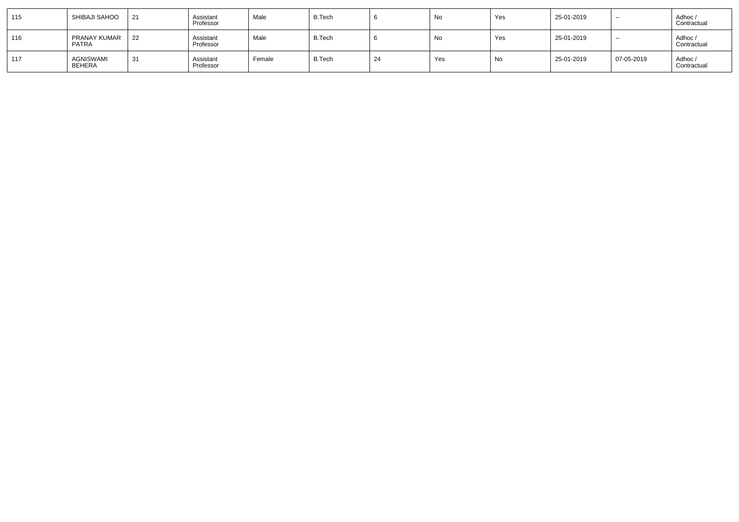| | | | | | | | | | | | |
|---|---|---|---|---|---|---|---|---|---|---|---|
| 115 | SHIBAJI SAHOO | 21 | Assistant Professor | Male | B.Tech | 6 | No | Yes | 25-01-2019 | -- | Adhoc / Contractual |
| 116 | PRANAY KUMAR PATRA | 22 | Assistant Professor | Male | B.Tech | 6 | No | Yes | 25-01-2019 | -- | Adhoc / Contractual |
| 117 | AGNISWAMI BEHERA | 31 | Assistant Professor | Female | B.Tech | 24 | Yes | No | 25-01-2019 | 07-05-2019 | Adhoc / Contractual |